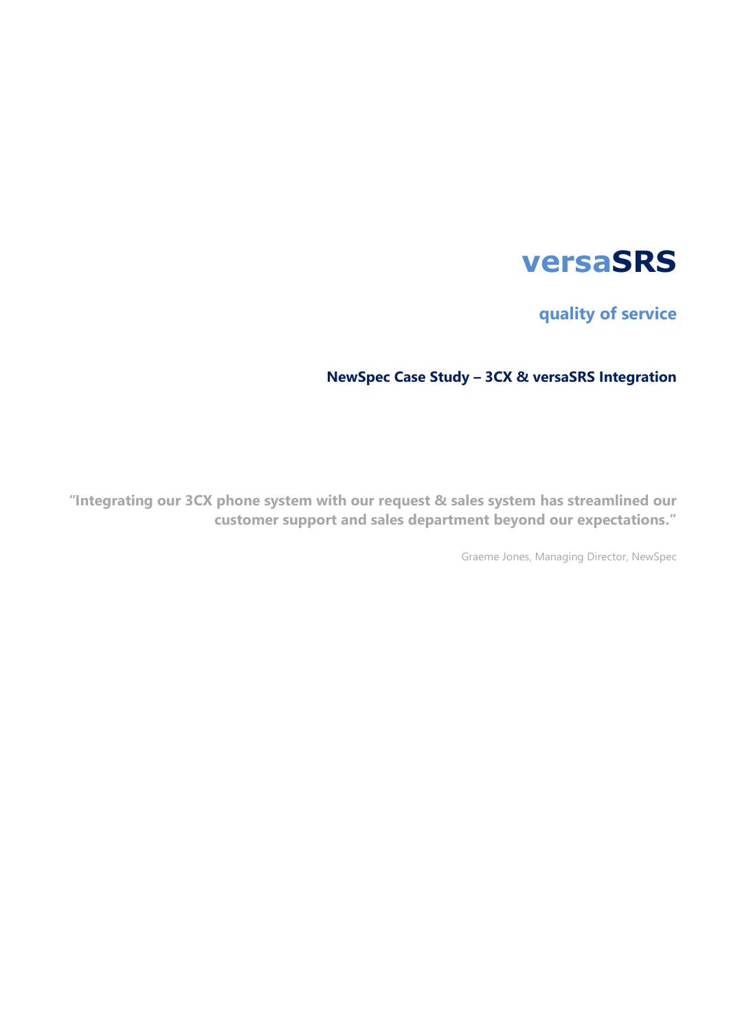# versaSRS

## quality of service

### NewSpec Case Study – 3CX & versaSRS Integration

**"Integrating our 3CX phone system with our request & sales system has streamlined our customer support and sales department beyond our expectations."**

Graeme Jones, Managing Director, NewSpec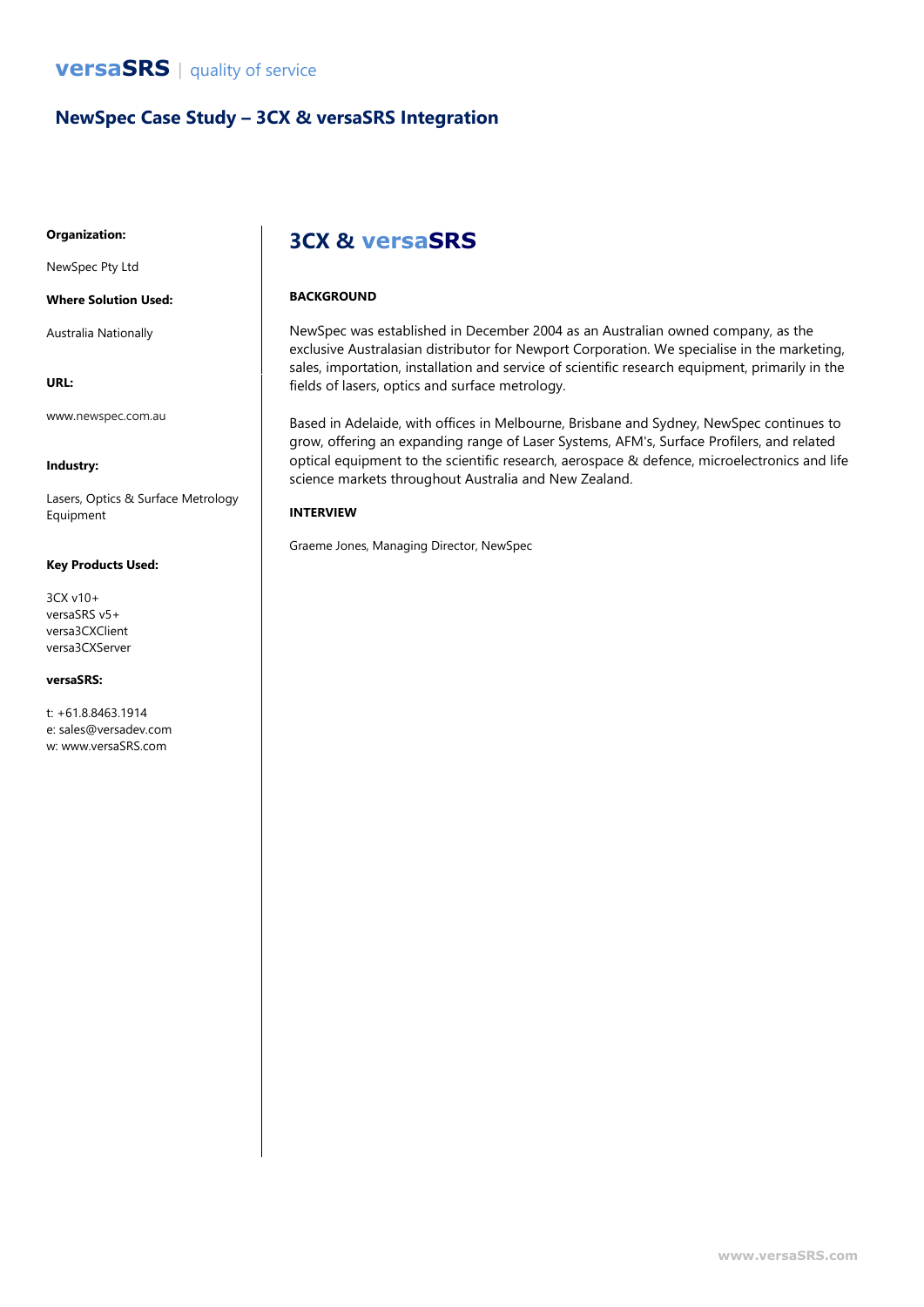# versaSRS | quality of service

## NewSpec Case Study – 3CX & versaSRS Integration

**Organization:**

NewSpec Pty Ltd

**Where Solution Used:**

Australia Nationally

**URL:**

www.newspec.com.au

**Industry:**

Lasers, Optics & Surface Metrology Equipment

**Key Products Used:**

3CX v10+
versaSRS v5+
versa3CXClient
versa3CXServer

**versaSRS:**

t: +61.8.8463.1914
e: sales@versadev.com
w: www.versaSRS.com

## 3CX & versaSRS

**BACKGROUND**

NewSpec was established in December 2004 as an Australian owned company, as the exclusive Australasian distributor for Newport Corporation. We specialise in the marketing, sales, importation, installation and service of scientific research equipment, primarily in the fields of lasers, optics and surface metrology.

Based in Adelaide, with offices in Melbourne, Brisbane and Sydney, NewSpec continues to grow, offering an expanding range of Laser Systems, AFM's, Surface Profilers, and related optical equipment to the scientific research, aerospace & defence, microelectronics and life science markets throughout Australia and New Zealand.

**INTERVIEW**

Graeme Jones, Managing Director, NewSpec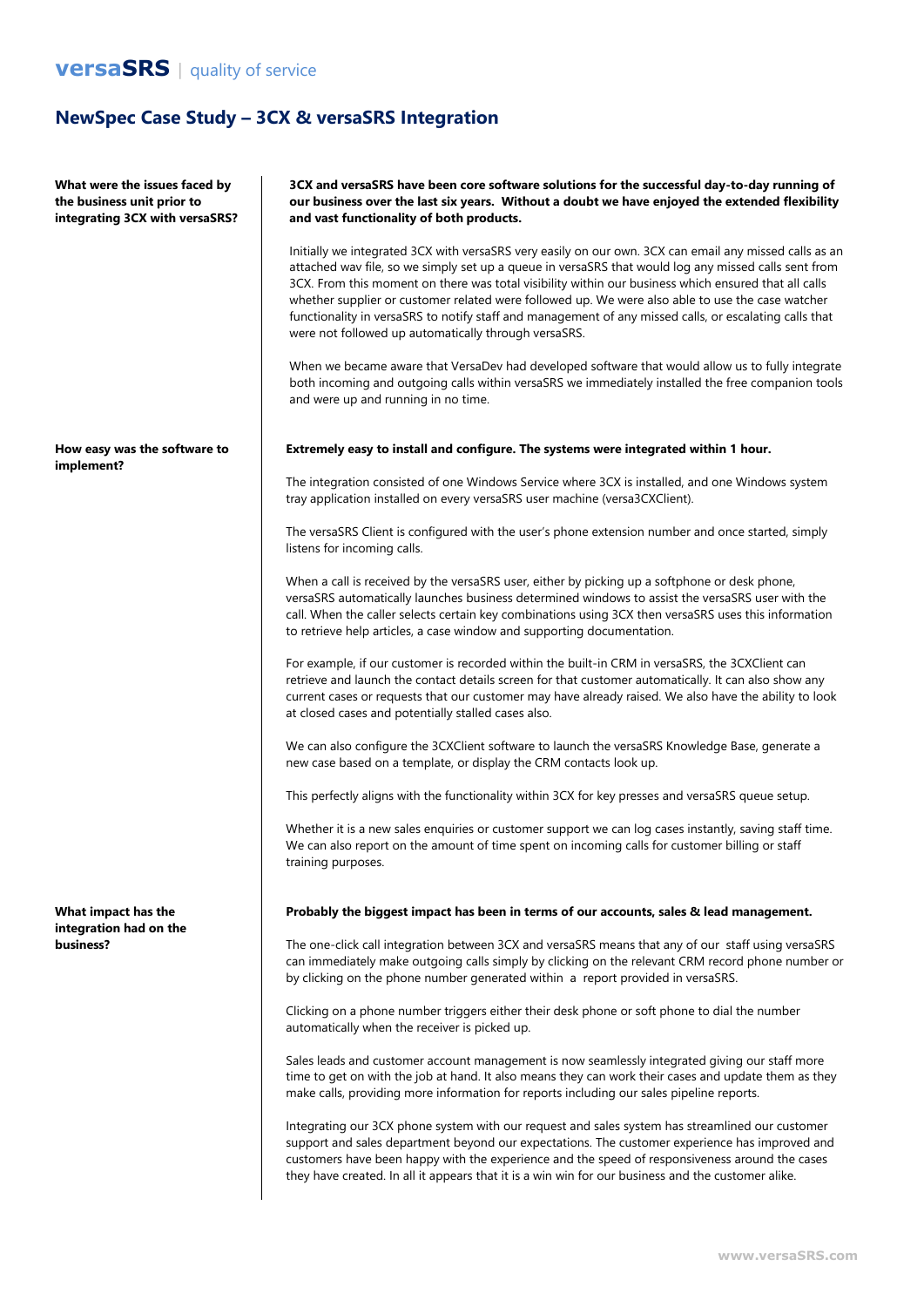**versaSRS** | quality of service

# NewSpec Case Study – 3CX & versaSRS Integration

### What were the issues faced by the business unit prior to integrating 3CX with versaSRS?

**3CX and versaSRS have been core software solutions for the successful day-to-day running of our business over the last six years. Without a doubt we have enjoyed the extended flexibility and vast functionality of both products.**

Initially we integrated 3CX with versaSRS very easily on our own. 3CX can email any missed calls as an attached wav file, so we simply set up a queue in versaSRS that would log any missed calls sent from 3CX. From this moment on there was total visibility within our business which ensured that all calls whether supplier or customer related were followed up. We were also able to use the case watcher functionality in versaSRS to notify staff and management of any missed calls, or escalating calls that were not followed up automatically through versaSRS.

When we became aware that VersaDev had developed software that would allow us to fully integrate both incoming and outgoing calls within versaSRS we immediately installed the free companion tools and were up and running in no time.

### How easy was the software to implement?

**Extremely easy to install and configure. The systems were integrated within 1 hour.**

The integration consisted of one Windows Service where 3CX is installed, and one Windows system tray application installed on every versaSRS user machine (versa3CXClient).

The versaSRS Client is configured with the user's phone extension number and once started, simply listens for incoming calls.

When a call is received by the versaSRS user, either by picking up a softphone or desk phone, versaSRS automatically launches business determined windows to assist the versaSRS user with the call. When the caller selects certain key combinations using 3CX then versaSRS uses this information to retrieve help articles, a case window and supporting documentation.

For example, if our customer is recorded within the built-in CRM in versaSRS, the 3CXClient can retrieve and launch the contact details screen for that customer automatically. It can also show any current cases or requests that our customer may have already raised. We also have the ability to look at closed cases and potentially stalled cases also.

We can also configure the 3CXClient software to launch the versaSRS Knowledge Base, generate a new case based on a template, or display the CRM contacts look up.

This perfectly aligns with the functionality within 3CX for key presses and versaSRS queue setup.

Whether it is a new sales enquiries or customer support we can log cases instantly, saving staff time. We can also report on the amount of time spent on incoming calls for customer billing or staff training purposes.

### What impact has the integration had on the business?

**Probably the biggest impact has been in terms of our accounts, sales & lead management.**

The one-click call integration between 3CX and versaSRS means that any of our staff using versaSRS can immediately make outgoing calls simply by clicking on the relevant CRM record phone number or by clicking on the phone number generated within a report provided in versaSRS.

Clicking on a phone number triggers either their desk phone or soft phone to dial the number automatically when the receiver is picked up.

Sales leads and customer account management is now seamlessly integrated giving our staff more time to get on with the job at hand. It also means they can work their cases and update them as they make calls, providing more information for reports including our sales pipeline reports.

Integrating our 3CX phone system with our request and sales system has streamlined our customer support and sales department beyond our expectations. The customer experience has improved and customers have been happy with the experience and the speed of responsiveness around the cases they have created. In all it appears that it is a win win for our business and the customer alike.

www.versaSRS.com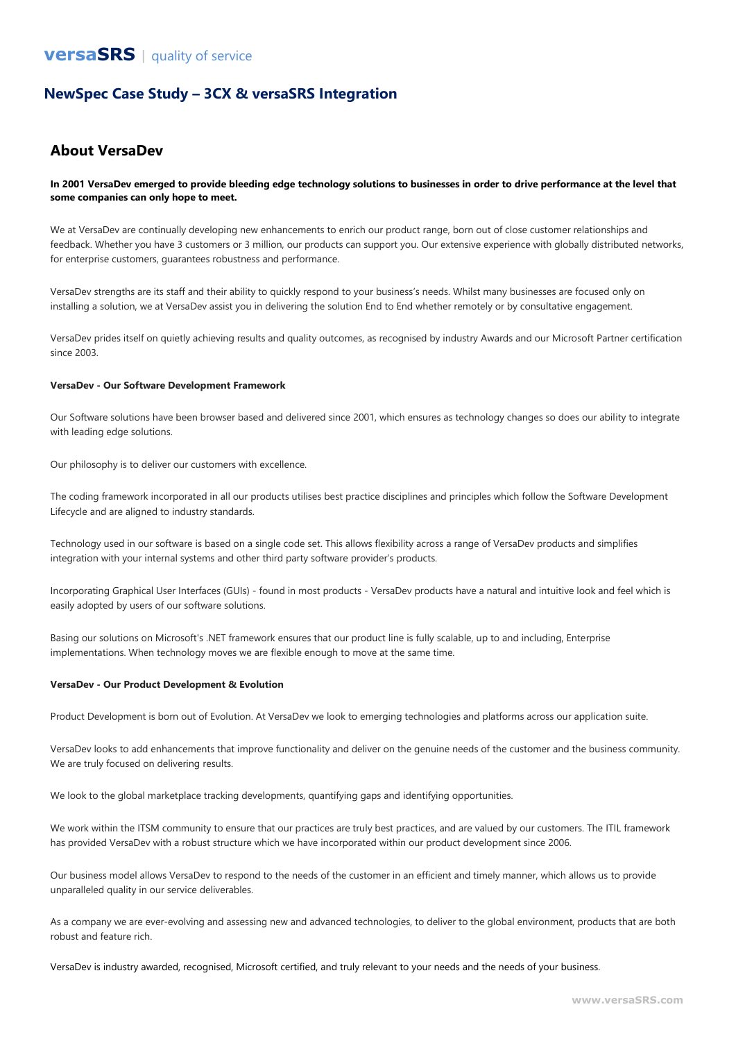**versaSRS** | quality of service

# NewSpec Case Study – 3CX & versaSRS Integration

## About VersaDev

**In 2001 VersaDev emerged to provide bleeding edge technology solutions to businesses in order to drive performance at the level that some companies can only hope to meet.**

We at VersaDev are continually developing new enhancements to enrich our product range, born out of close customer relationships and feedback. Whether you have 3 customers or 3 million, our products can support you. Our extensive experience with globally distributed networks, for enterprise customers, guarantees robustness and performance.

VersaDev strengths are its staff and their ability to quickly respond to your business's needs. Whilst many businesses are focused only on installing a solution, we at VersaDev assist you in delivering the solution End to End whether remotely or by consultative engagement.

VersaDev prides itself on quietly achieving results and quality outcomes, as recognised by industry Awards and our Microsoft Partner certification since 2003.

### VersaDev - Our Software Development Framework

Our Software solutions have been browser based and delivered since 2001, which ensures as technology changes so does our ability to integrate with leading edge solutions.

Our philosophy is to deliver our customers with excellence.

The coding framework incorporated in all our products utilises best practice disciplines and principles which follow the Software Development Lifecycle and are aligned to industry standards.

Technology used in our software is based on a single code set. This allows flexibility across a range of VersaDev products and simplifies integration with your internal systems and other third party software provider's products.

Incorporating Graphical User Interfaces (GUIs) - found in most products - VersaDev products have a natural and intuitive look and feel which is easily adopted by users of our software solutions.

Basing our solutions on Microsoft's .NET framework ensures that our product line is fully scalable, up to and including, Enterprise implementations. When technology moves we are flexible enough to move at the same time.

### VersaDev - Our Product Development & Evolution

Product Development is born out of Evolution. At VersaDev we look to emerging technologies and platforms across our application suite.

VersaDev looks to add enhancements that improve functionality and deliver on the genuine needs of the customer and the business community. We are truly focused on delivering results.

We look to the global marketplace tracking developments, quantifying gaps and identifying opportunities.

We work within the ITSM community to ensure that our practices are truly best practices, and are valued by our customers. The ITIL framework has provided VersaDev with a robust structure which we have incorporated within our product development since 2006.

Our business model allows VersaDev to respond to the needs of the customer in an efficient and timely manner, which allows us to provide unparalleled quality in our service deliverables.

As a company we are ever-evolving and assessing new and advanced technologies, to deliver to the global environment, products that are both robust and feature rich.

VersaDev is industry awarded, recognised, Microsoft certified, and truly relevant to your needs and the needs of your business.

www.versaSRS.com